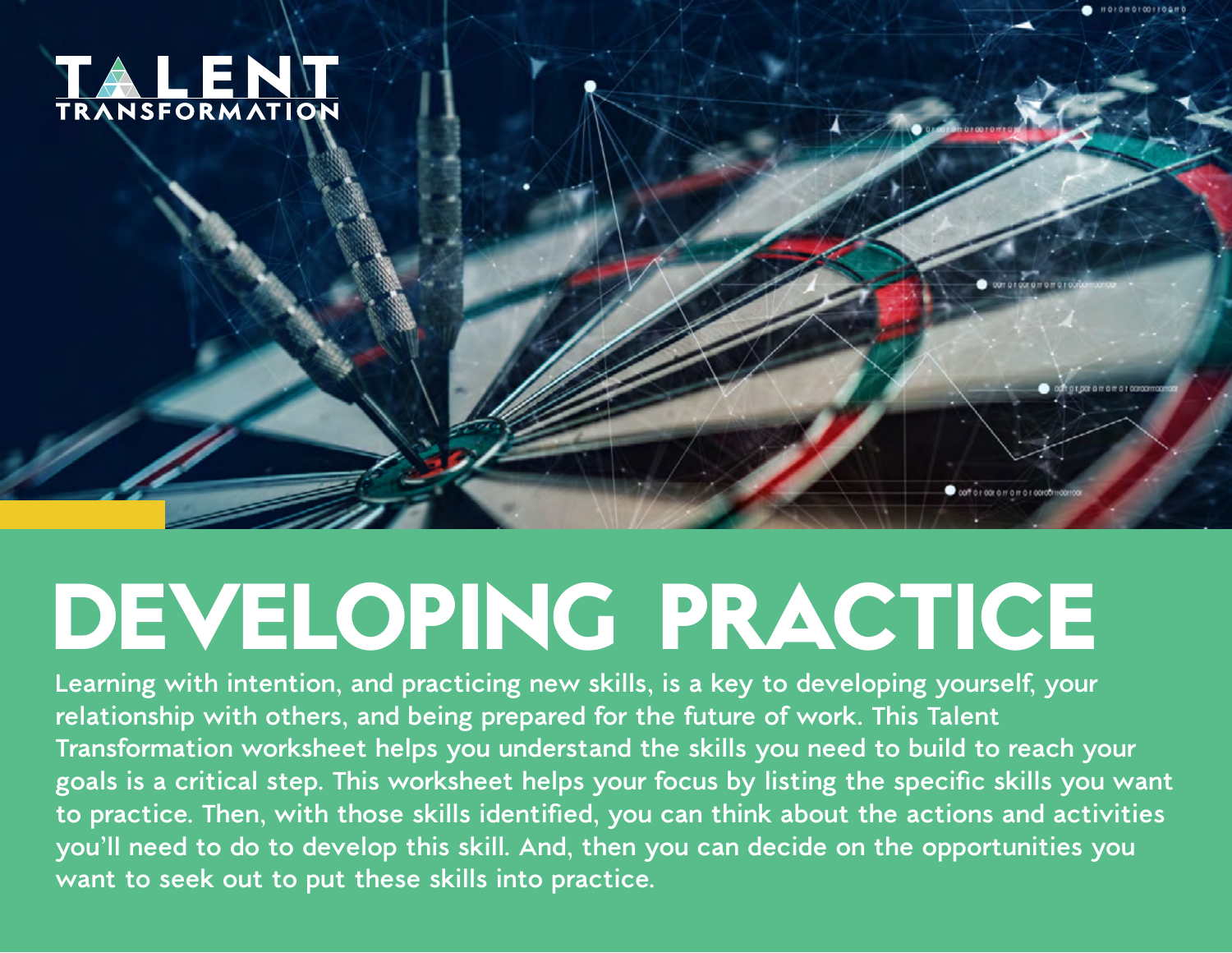TALENT TRANSFORMATION

# DEVELOPING PRACTICE

Learning with intention, and practicing new skills, is a key to developing yourself, your relationship with others, and being prepared for the future of work. This Talent Transformation worksheet helps you understand the skills you need to build to reach your goals is a critical step. This worksheet helps your focus by listing the specific skills you want to practice. Then, with those skills identified, you can think about the actions and activities you'll need to do to develop this skill. And, then you can decide on the opportunities you want to seek out to put these skills into practice.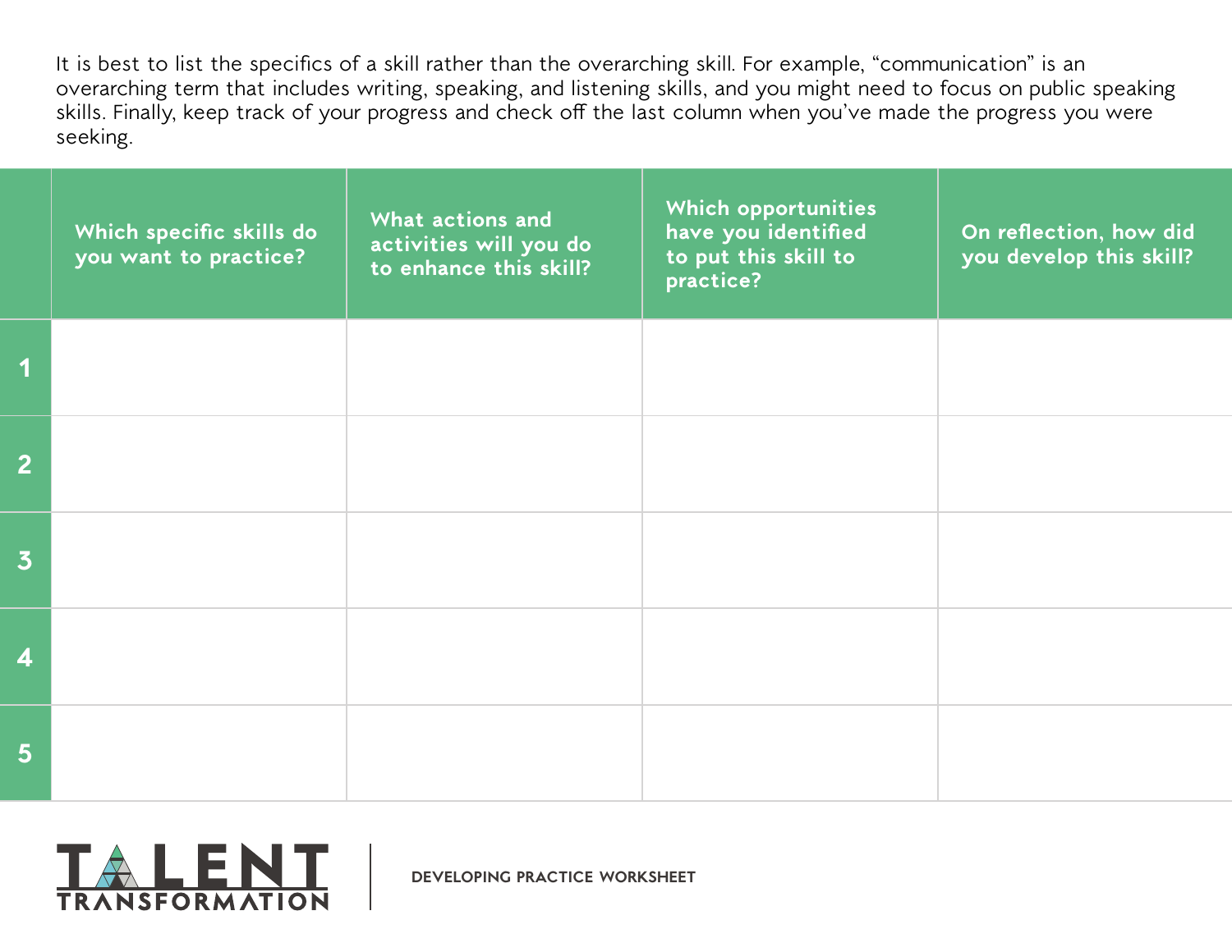It is best to list the specifics of a skill rather than the overarching skill. For example, "communication" is an overarching term that includes writing, speaking, and listening skills, and you might need to focus on public speaking skills. Finally, keep track of your progress and check off the last column when you've made the progress you were seeking.

| | Which specific skills do you want to practice? | What actions and activities will you do to enhance this skill? | Which opportunities have you identified to put this skill to practice? | On reflection, how did you develop this skill? |
|---|---|---|---|---|
| 1 | | | | |
| 2 | | | | |
| 3 | | | | |
| 4 | | | | |
| 5 | | | | |

TALENT TRANSFORMATION

DEVELOPING PRACTICE WORKSHEET